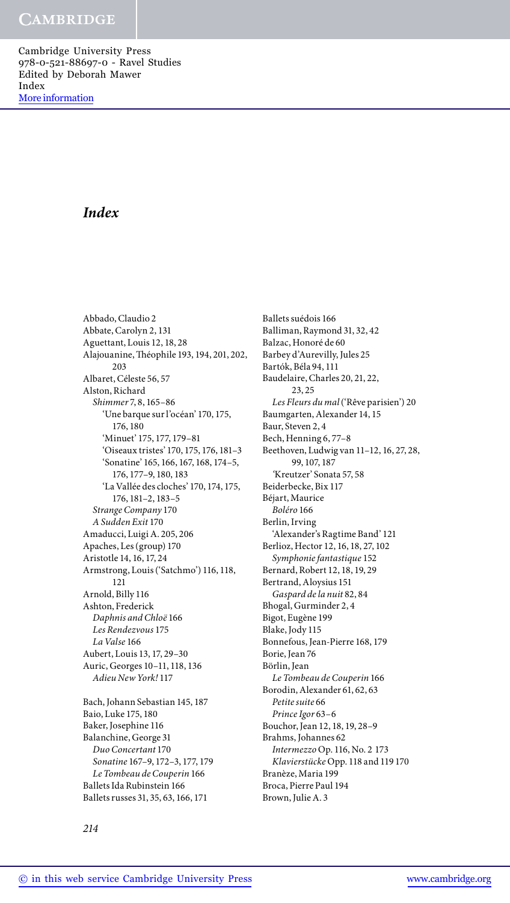# Index

Abbado, Claudio 2
Abbate, Carolyn 2, 131
Aguettant, Louis 12, 18, 28
Alajouanine, Théophile 193, 194, 201, 202, 203
Albaret, Céleste 56, 57
Alston, Richard
  *Shimmer* 7, 8, 165–86
    'Une barque sur l'océan' 170, 175, 176, 180
    'Minuet' 175, 177, 179–81
    'Oiseaux tristes' 170, 175, 176, 181–3
    'Sonatine' 165, 166, 167, 168, 174–5, 176, 177–9, 180, 183
    'La Vallée des cloches' 170, 174, 175, 176, 181–2, 183–5
  *Strange Company* 170
  *A Sudden Exit* 170
Amaducci, Luigi A. 205, 206
Apaches, Les (group) 170
Aristotle 14, 16, 17, 24
Armstrong, Louis ('Satchmo') 116, 118, 121
Arnold, Billy 116
Ashton, Frederick
  *Daphnis and Chloë* 166
  *Les Rendezvous* 175
  *La Valse* 166
Aubert, Louis 13, 17, 29–30
Auric, Georges 10–11, 118, 136
  *Adieu New York!* 117

Bach, Johann Sebastian 145, 187
Baio, Luke 175, 180
Baker, Josephine 116
Balanchine, George 31
  *Duo Concertant* 170
  *Sonatine* 167–9, 172–3, 177, 179
  *Le Tombeau de Couperin* 166
Ballets Ida Rubinstein 166
Ballets russes 31, 35, 63, 166, 171
Ballets suédois 166
Balliman, Raymond 31, 32, 42
Balzac, Honoré de 60
Barbey d'Aurevilly, Jules 25
Bartók, Béla 94, 111
Baudelaire, Charles 20, 21, 22, 23, 25
  *Les Fleurs du mal* ('Rêve parisien') 20
Baumgarten, Alexander 14, 15
Baur, Steven 2, 4
Bech, Henning 6, 77–8
Beethoven, Ludwig van 11–12, 16, 27, 28, 99, 107, 187
  'Kreutzer' Sonata 57, 58
Beiderbecke, Bix 117
Béjart, Maurice
  *Boléro* 166
Berlin, Irving
  'Alexander's Ragtime Band' 121
Berlioz, Hector 12, 16, 18, 27, 102
  *Symphonie fantastique* 152
Bernard, Robert 12, 18, 19, 29
Bertrand, Aloysius 151
  *Gaspard de la nuit* 82, 84
Bhogal, Gurminder 2, 4
Bigot, Eugène 199
Blake, Jody 115
Bonnefous, Jean-Pierre 168, 179
Borie, Jean 76
Börlin, Jean
  *Le Tombeau de Couperin* 166
Borodin, Alexander 61, 62, 63
  *Petite suite* 66
  *Prince Igor* 63–6
Bouchor, Jean 12, 18, 19, 28–9
Brahms, Johannes 62
  *Intermezzo* Op. 116, No. 2 173
  *Klavierstücke* Opp. 118 and 119 170
Branèze, Maria 199
Broca, Pierre Paul 194
Brown, Julie A. 3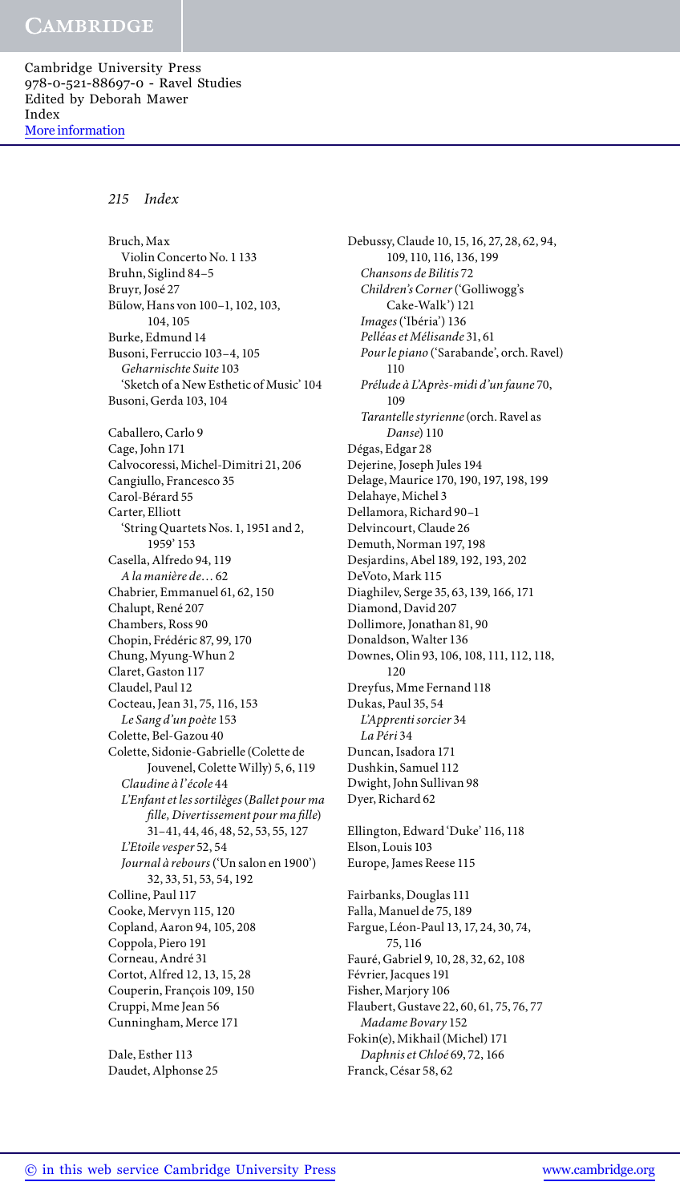Bruch, Max
  Violin Concerto No. 1 133
Bruhn, Siglind 84–5
Bruyr, José 27
Bülow, Hans von 100–1, 102, 103, 104, 105
Burke, Edmund 14
Busoni, Ferruccio 103–4, 105
  *Geharnischte Suite* 103
  'Sketch of a New Esthetic of Music' 104
Busoni, Gerda 103, 104

Caballero, Carlo 9
Cage, John 171
Calvocoressi, Michel-Dimitri 21, 206
Cangiullo, Francesco 35
Carol-Bérard 55
Carter, Elliott
  'String Quartets Nos. 1, 1951 and 2, 1959' 153
Casella, Alfredo 94, 119
  *A la manière de…* 62
Chabrier, Emmanuel 61, 62, 150
Chalupt, René 207
Chambers, Ross 90
Chopin, Frédéric 87, 99, 170
Chung, Myung-Whun 2
Claret, Gaston 117
Claudel, Paul 12
Cocteau, Jean 31, 75, 116, 153
  *Le Sang d'un poète* 153
Colette, Bel-Gazou 40
Colette, Sidonie-Gabrielle (Colette de Jouvenel, Colette Willy) 5, 6, 119
  *Claudine à l'école* 44
  *L'Enfant et les sortilèges* (*Ballet pour ma fille*, *Divertissement pour ma fille*) 31–41, 44, 46, 48, 52, 53, 55, 127
  *L'Etoile vesper* 52, 54
  *Journal à rebours* ('Un salon en 1900') 32, 33, 51, 53, 54, 192
Colline, Paul 117
Cooke, Mervyn 115, 120
Copland, Aaron 94, 105, 208
Coppola, Piero 191
Corneau, André 31
Cortot, Alfred 12, 13, 15, 28
Couperin, François 109, 150
Cruppi, Mme Jean 56
Cunningham, Merce 171

Dale, Esther 113
Daudet, Alphonse 25
Debussy, Claude 10, 15, 16, 27, 28, 62, 94, 109, 110, 116, 136, 199
  *Chansons de Bilitis* 72
  *Children's Corner* ('Golliwogg's Cake-Walk') 121
  *Images* ('Ibéria') 136
  *Pelléas et Mélisande* 31, 61
  *Pour le piano* ('Sarabande', orch. Ravel) 110
  *Prélude à L'Après-midi d'un faune* 70, 109
  *Tarantelle styrienne* (orch. Ravel as *Danse*) 110
Dégas, Edgar 28
Dejerine, Joseph Jules 194
Delage, Maurice 170, 190, 197, 198, 199
Delahaye, Michel 3
Dellamora, Richard 90–1
Delvincourt, Claude 26
Demuth, Norman 197, 198
Desjardins, Abel 189, 192, 193, 202
DeVoto, Mark 115
Diaghilev, Serge 35, 63, 139, 166, 171
Diamond, David 207
Dollimore, Jonathan 81, 90
Donaldson, Walter 136
Downes, Olin 93, 106, 108, 111, 112, 118, 120
Dreyfus, Mme Fernand 118
Dukas, Paul 35, 54
  *L'Apprenti sorcier* 34
  *La Péri* 34
Duncan, Isadora 171
Dushkin, Samuel 112
Dwight, John Sullivan 98
Dyer, Richard 62

Ellington, Edward 'Duke' 116, 118
Elson, Louis 103
Europe, James Reese 115

Fairbanks, Douglas 111
Falla, Manuel de 75, 189
Fargue, Léon-Paul 13, 17, 24, 30, 74, 75, 116
Fauré, Gabriel 9, 10, 28, 32, 62, 108
Février, Jacques 191
Fisher, Marjory 106
Flaubert, Gustave 22, 60, 61, 75, 76, 77
  *Madame Bovary* 152
Fokin(e), Mikhail (Michel) 171
  *Daphnis et Chloé* 69, 72, 166
Franck, César 58, 62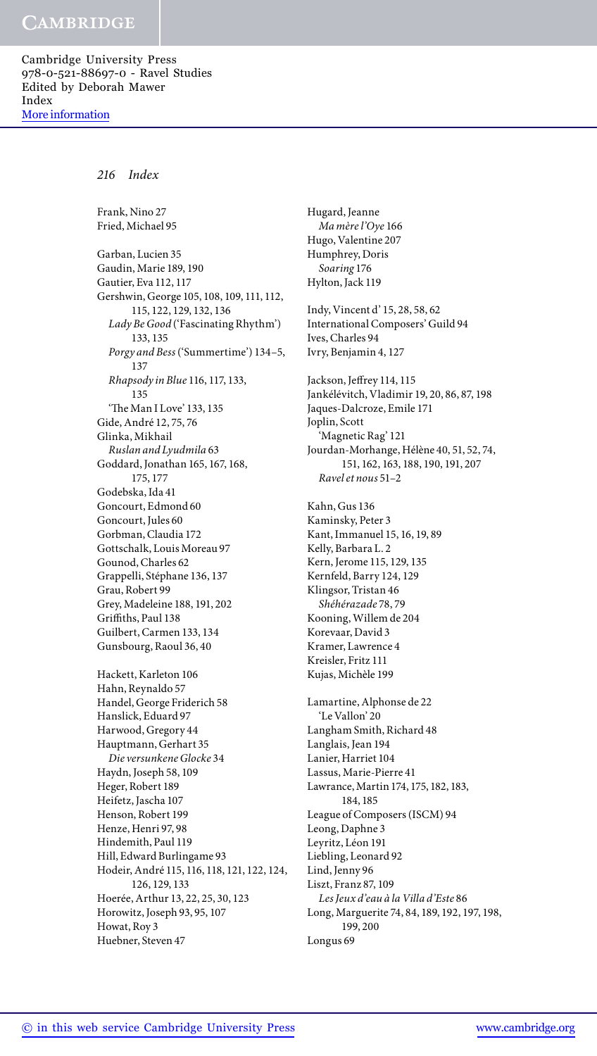Frank, Nino 27
Fried, Michael 95

Garban, Lucien 35
Gaudin, Marie 189, 190
Gautier, Eva 112, 117
Gershwin, George 105, 108, 109, 111, 112, 115, 122, 129, 132, 136
*Lady Be Good* ('Fascinating Rhythm') 133, 135
*Porgy and Bess* ('Summertime') 134–5, 137
*Rhapsody in Blue* 116, 117, 133, 135
'The Man I Love' 133, 135
Gide, André 12, 75, 76
Glinka, Mikhail
*Ruslan and Lyudmila* 63
Goddard, Jonathan 165, 167, 168, 175, 177
Godebska, Ida 41
Goncourt, Edmond 60
Goncourt, Jules 60
Gorbman, Claudia 172
Gottschalk, Louis Moreau 97
Gounod, Charles 62
Grappelli, Stéphane 136, 137
Grau, Robert 99
Grey, Madeleine 188, 191, 202
Griffiths, Paul 138
Guilbert, Carmen 133, 134
Gunsbourg, Raoul 36, 40

Hackett, Karleton 106
Hahn, Reynaldo 57
Handel, George Friderich 58
Hanslick, Eduard 97
Harwood, Gregory 44
Hauptmann, Gerhart 35
*Die versunkene Glocke* 34
Haydn, Joseph 58, 109
Heger, Robert 189
Heifetz, Jascha 107
Henson, Robert 199
Henze, Henri 97, 98
Hindemith, Paul 119
Hill, Edward Burlingame 93
Hodeir, André 115, 116, 118, 121, 122, 124, 126, 129, 133
Hoerée, Arthur 13, 22, 25, 30, 123
Horowitz, Joseph 93, 95, 107
Howat, Roy 3
Huebner, Steven 47

Hugard, Jeanne
*Ma mère l'Oye* 166
Hugo, Valentine 207
Humphrey, Doris
*Soaring* 176
Hylton, Jack 119

Indy, Vincent d' 15, 28, 58, 62
International Composers' Guild 94
Ives, Charles 94
Ivry, Benjamin 4, 127

Jackson, Jeffrey 114, 115
Jankélévitch, Vladimir 19, 20, 86, 87, 198
Jaques-Dalcroze, Emile 171
Joplin, Scott
'Magnetic Rag' 121
Jourdan-Morhange, Hélène 40, 51, 52, 74, 151, 162, 163, 188, 190, 191, 207
*Ravel et nous* 51–2

Kahn, Gus 136
Kaminsky, Peter 3
Kant, Immanuel 15, 16, 19, 89
Kelly, Barbara L. 2
Kern, Jerome 115, 129, 135
Kernfeld, Barry 124, 129
Klingsor, Tristan 46
*Shéhérazade* 78, 79
Kooning, Willem de 204
Korevaar, David 3
Kramer, Lawrence 4
Kreisler, Fritz 111
Kujas, Michèle 199

Lamartine, Alphonse de 22
'Le Vallon' 20
Langham Smith, Richard 48
Langlais, Jean 194
Lanier, Harriet 104
Lassus, Marie-Pierre 41
Lawrance, Martin 174, 175, 182, 183, 184, 185
League of Composers (ISCM) 94
Leong, Daphne 3
Leyritz, Léon 191
Liebling, Leonard 92
Lind, Jenny 96
Liszt, Franz 87, 109
*Les Jeux d'eau à la Villa d'Este* 86
Long, Marguerite 74, 84, 189, 192, 197, 198, 199, 200
Longus 69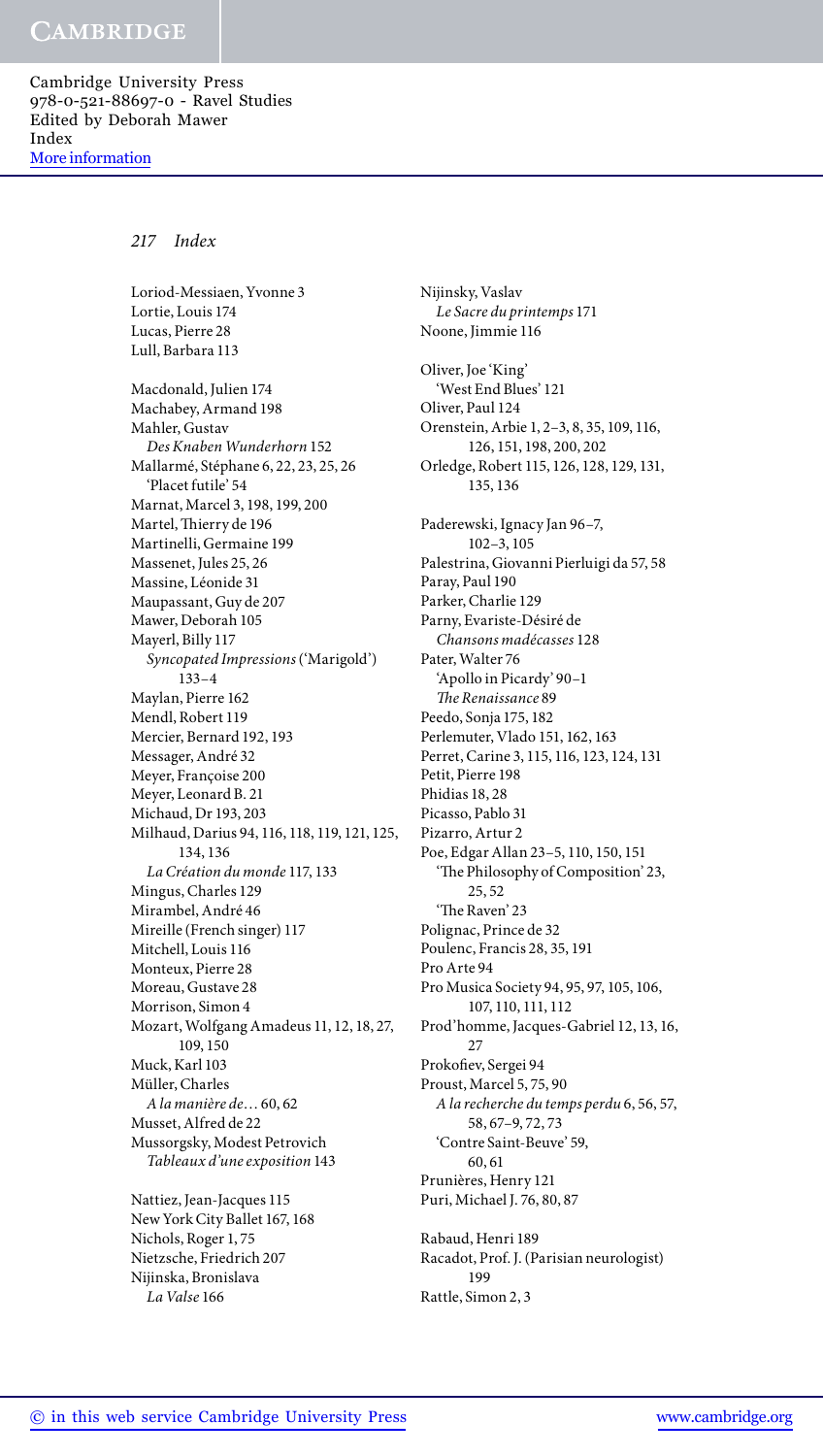Loriod-Messiaen, Yvonne 3
Lortie, Louis 174
Lucas, Pierre 28
Lull, Barbara 113

Macdonald, Julien 174
Machabey, Armand 198
Mahler, Gustav
  *Des Knaben Wunderhorn* 152
Mallarmé, Stéphane 6, 22, 23, 25, 26
  'Placet futile' 54
Marnat, Marcel 3, 198, 199, 200
Martel, Thierry de 196
Martinelli, Germaine 199
Massenet, Jules 25, 26
Massine, Léonide 31
Maupassant, Guy de 207
Mawer, Deborah 105
Mayerl, Billy 117
  *Syncopated Impressions* ('Marigold') 133–4
Maylan, Pierre 162
Mendl, Robert 119
Mercier, Bernard 192, 193
Messager, André 32
Meyer, Françoise 200
Meyer, Leonard B. 21
Michaud, Dr 193, 203
Milhaud, Darius 94, 116, 118, 119, 121, 125, 134, 136
  *La Création du monde* 117, 133
Mingus, Charles 129
Mirambel, André 46
Mireille (French singer) 117
Mitchell, Louis 116
Monteux, Pierre 28
Moreau, Gustave 28
Morrison, Simon 4
Mozart, Wolfgang Amadeus 11, 12, 18, 27, 109, 150
Muck, Karl 103
Müller, Charles
  *A la manière de*… 60, 62
Musset, Alfred de 22
Mussorgsky, Modest Petrovich
  *Tableaux d'une exposition* 143

Nattiez, Jean-Jacques 115
New York City Ballet 167, 168
Nichols, Roger 1, 75
Nietzsche, Friedrich 207
Nijinska, Bronislava
  *La Valse* 166
Nijinsky, Vaslav
  *Le Sacre du printemps* 171
Noone, Jimmie 116

Oliver, Joe 'King'
  'West End Blues' 121
Oliver, Paul 124
Orenstein, Arbie 1, 2–3, 8, 35, 109, 116, 126, 151, 198, 200, 202
Orledge, Robert 115, 126, 128, 129, 131, 135, 136

Paderewski, Ignacy Jan 96–7, 102–3, 105
Palestrina, Giovanni Pierluigi da 57, 58
Paray, Paul 190
Parker, Charlie 129
Parny, Evariste-Désiré de
  *Chansons madécasses* 128
Pater, Walter 76
  'Apollo in Picardy' 90–1
  *The Renaissance* 89
Peedo, Sonja 175, 182
Perlemuter, Vlado 151, 162, 163
Perret, Carine 3, 115, 116, 123, 124, 131
Petit, Pierre 198
Phidias 18, 28
Picasso, Pablo 31
Pizarro, Artur 2
Poe, Edgar Allan 23–5, 110, 150, 151
  'The Philosophy of Composition' 23, 25, 52
  'The Raven' 23
Polignac, Prince de 32
Poulenc, Francis 28, 35, 191
Pro Arte 94
Pro Musica Society 94, 95, 97, 105, 106, 107, 110, 111, 112
Prod'homme, Jacques-Gabriel 12, 13, 16, 27
Prokofiev, Sergei 94
Proust, Marcel 5, 75, 90
  *A la recherche du temps perdu* 6, 56, 57, 58, 67–9, 72, 73
  'Contre Saint-Beuve' 59, 60, 61
Prunières, Henry 121
Puri, Michael J. 76, 80, 87

Rabaud, Henri 189
Racadot, Prof. J. (Parisian neurologist) 199
Rattle, Simon 2, 3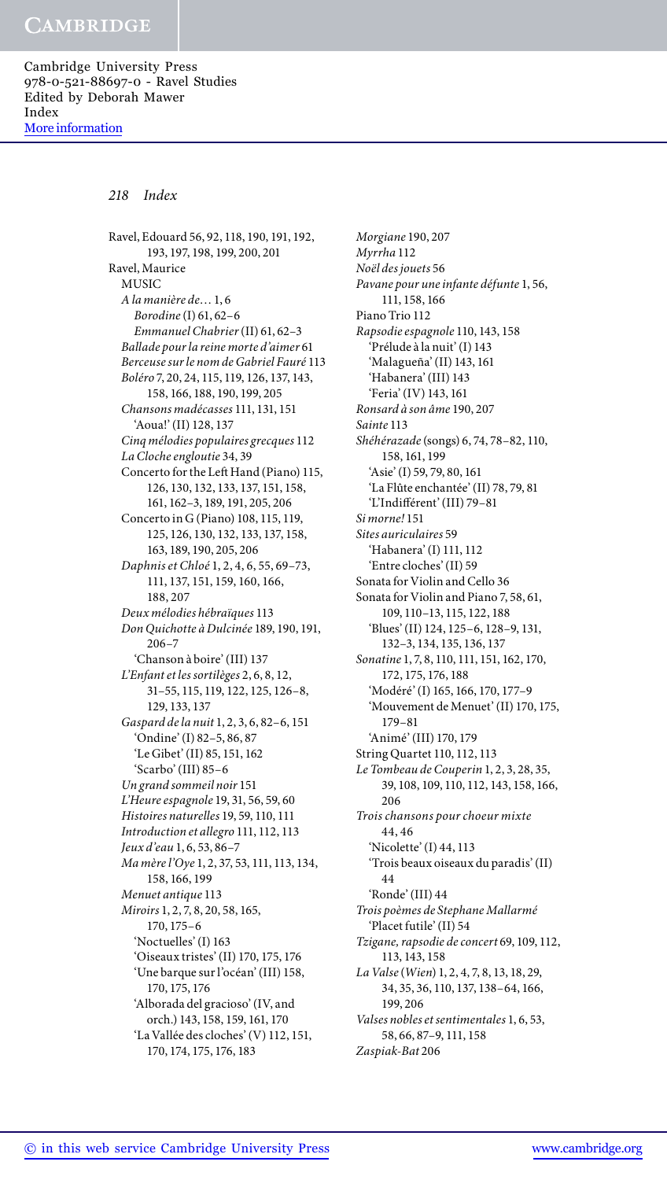Ravel, Edouard 56, 92, 118, 190, 191, 192, 193, 197, 198, 199, 200, 201
Ravel, Maurice
  MUSIC
  *A la manière de…* 1, 6
    *Borodine* (I) 61, 62–6
    *Emmanuel Chabrier* (II) 61, 62–3
  *Ballade pour la reine morte d'aimer* 61
  *Berceuse sur le nom de Gabriel Fauré* 113
  *Boléro* 7, 20, 24, 115, 119, 126, 137, 143, 158, 166, 188, 190, 199, 205
  *Chansons madécasses* 111, 131, 151
    'Aoua!' (II) 128, 137
  *Cinq mélodies populaires grecques* 112
  *La Cloche engloutie* 34, 39
  Concerto for the Left Hand (Piano) 115, 126, 130, 132, 133, 137, 151, 158, 161, 162–3, 189, 191, 205, 206
  Concerto in G (Piano) 108, 115, 119, 125, 126, 130, 132, 133, 137, 158, 163, 189, 190, 205, 206
  *Daphnis et Chloé* 1, 2, 4, 6, 55, 69–73, 111, 137, 151, 159, 160, 166, 188, 207
  *Deux mélodies hébraïques* 113
  *Don Quichotte à Dulcinée* 189, 190, 191, 206–7
    'Chanson à boire' (III) 137
  *L'Enfant et les sortilèges* 2, 6, 8, 12, 31–55, 115, 119, 122, 125, 126–8, 129, 133, 137
  *Gaspard de la nuit* 1, 2, 3, 6, 82–6, 151
    'Ondine' (I) 82–5, 86, 87
    'Le Gibet' (II) 85, 151, 162
    'Scarbo' (III) 85–6
  *Un grand sommeil noir* 151
  *L'Heure espagnole* 19, 31, 56, 59, 60
  *Histoires naturelles* 19, 59, 110, 111
  *Introduction et allegro* 111, 112, 113
  *Jeux d'eau* 1, 6, 53, 86–7
  *Ma mère l'Oye* 1, 2, 37, 53, 111, 113, 134, 158, 166, 199
  *Menuet antique* 113
  *Miroirs* 1, 2, 7, 8, 20, 58, 165, 170, 175–6
    'Noctuelles' (I) 163
    'Oiseaux tristes' (II) 170, 175, 176
    'Une barque sur l'océan' (III) 158, 170, 175, 176
    'Alborada del gracioso' (IV, and orch.) 143, 158, 159, 161, 170
    'La Vallée des cloches' (V) 112, 151, 170, 174, 175, 176, 183
  *Morgiane* 190, 207
  *Myrrha* 112
  *Noël des jouets* 56
  *Pavane pour une infante défunte* 1, 56, 111, 158, 166
  Piano Trio 112
  *Rapsodie espagnole* 110, 143, 158
    'Prélude à la nuit' (I) 143
    'Malagueña' (II) 143, 161
    'Habanera' (III) 143
    'Feria' (IV) 143, 161
  *Ronsard à son âme* 190, 207
  *Sainte* 113
  *Shéhérazade* (songs) 6, 74, 78–82, 110, 158, 161, 199
    'Asie' (I) 59, 79, 80, 161
    'La Flûte enchantée' (II) 78, 79, 81
    'L'Indifférent' (III) 79–81
  *Si morne!* 151
  *Sites auriculaires* 59
    'Habanera' (I) 111, 112
    'Entre cloches' (II) 59
  Sonata for Violin and Cello 36
  Sonata for Violin and Piano 7, 58, 61, 109, 110–13, 115, 122, 188
    'Blues' (II) 124, 125–6, 128–9, 131, 132–3, 134, 135, 136, 137
  *Sonatine* 1, 7, 8, 110, 111, 151, 162, 170, 172, 175, 176, 188
    'Modéré' (I) 165, 166, 170, 177–9
    'Mouvement de Menuet' (II) 170, 175, 179–81
    'Animé' (III) 170, 179
  String Quartet 110, 112, 113
  *Le Tombeau de Couperin* 1, 2, 3, 28, 35, 39, 108, 109, 110, 112, 143, 158, 166, 206
  *Trois chansons pour choeur mixte* 44, 46
    'Nicolette' (I) 44, 113
    'Trois beaux oiseaux du paradis' (II) 44
    'Ronde' (III) 44
  *Trois poèmes de Stephane Mallarmé*
    'Placet futile' (II) 54
  *Tzigane, rapsodie de concert* 69, 109, 112, 113, 143, 158
  *La Valse* (*Wien*) 1, 2, 4, 7, 8, 13, 18, 29, 34, 35, 36, 110, 137, 138–64, 166, 199, 206
  *Valses nobles et sentimentales* 1, 6, 53, 58, 66, 87–9, 111, 158
  *Zaspiak-Bat* 206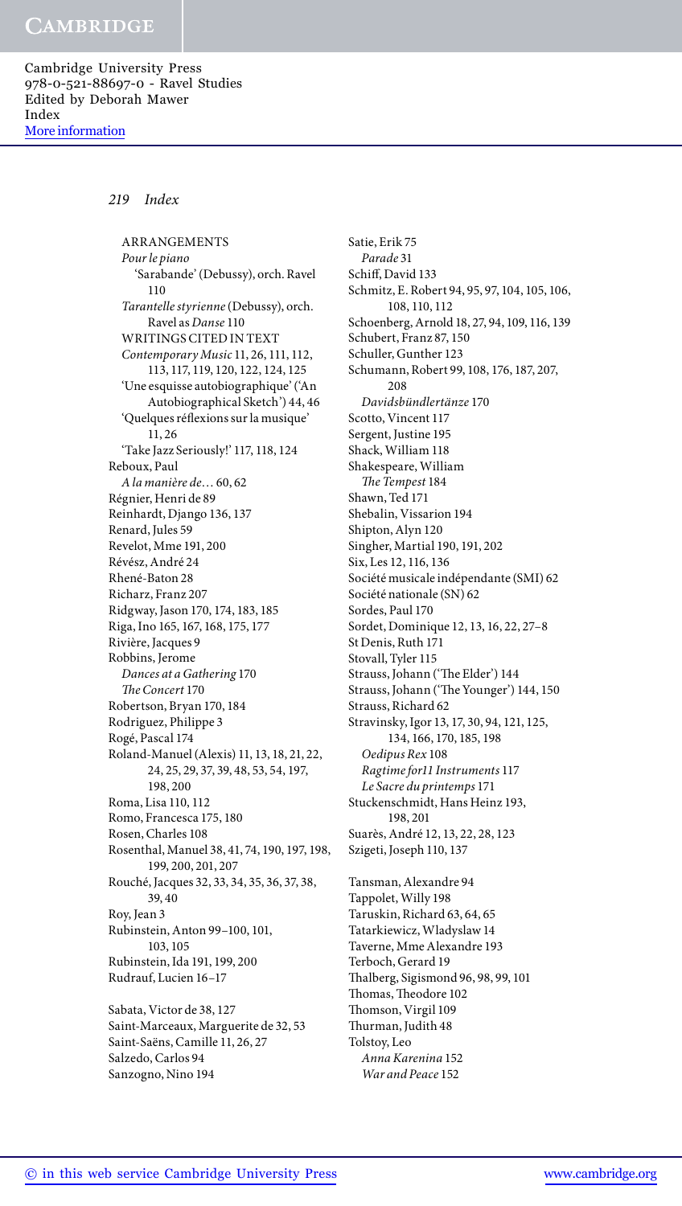ARRANGEMENTS

*Pour le piano*

'Sarabande' (Debussy), orch. Ravel 110

*Tarantelle styrienne* (Debussy), orch. Ravel as *Danse* 110

WRITINGS CITED IN TEXT

*Contemporary Music* 11, 26, 111, 112, 113, 117, 119, 120, 122, 124, 125

'Une esquisse autobiographique' ('An Autobiographical Sketch') 44, 46

'Quelques réflexions sur la musique' 11, 26

'Take Jazz Seriously!' 117, 118, 124

Reboux, Paul

*A la manière de*… 60, 62

Régnier, Henri de 89

Reinhardt, Django 136, 137

Renard, Jules 59

Revelot, Mme 191, 200

Révész, André 24

Rhené-Baton 28

Richarz, Franz 207

Ridgway, Jason 170, 174, 183, 185

Riga, Ino 165, 167, 168, 175, 177

Rivière, Jacques 9

Robbins, Jerome

*Dances at a Gathering* 170

*The Concert* 170

Robertson, Bryan 170, 184

Rodriguez, Philippe 3

Rogé, Pascal 174

Roland-Manuel (Alexis) 11, 13, 18, 21, 22, 24, 25, 29, 37, 39, 48, 53, 54, 197, 198, 200

Roma, Lisa 110, 112

Romo, Francesca 175, 180

Rosen, Charles 108

Rosenthal, Manuel 38, 41, 74, 190, 197, 198, 199, 200, 201, 207

Rouché, Jacques 32, 33, 34, 35, 36, 37, 38, 39, 40

Roy, Jean 3

Rubinstein, Anton 99–100, 101, 103, 105

Rubinstein, Ida 191, 199, 200

Rudrauf, Lucien 16–17

Sabata, Victor de 38, 127

Saint-Marceaux, Marguerite de 32, 53

Saint-Saëns, Camille 11, 26, 27

Salzedo, Carlos 94

Sanzogno, Nino 194

Satie, Erik 75

*Parade* 31

Schiff, David 133

Schmitz, E. Robert 94, 95, 97, 104, 105, 106, 108, 110, 112

Schoenberg, Arnold 18, 27, 94, 109, 116, 139

Schubert, Franz 87, 150

Schuller, Gunther 123

Schumann, Robert 99, 108, 176, 187, 207, 208

*Davidsbündlertänze* 170

Scotto, Vincent 117

Sergent, Justine 195

Shack, William 118

Shakespeare, William

*The Tempest* 184

Shawn, Ted 171

Shebalin, Vissarion 194

Shipton, Alyn 120

Singher, Martial 190, 191, 202

Six, Les 12, 116, 136

Société musicale indépendante (SMI) 62

Société nationale (SN) 62

Sordes, Paul 170

Sordet, Dominique 12, 13, 16, 22, 27–8

St Denis, Ruth 171

Stovall, Tyler 115

Strauss, Johann ('The Elder') 144

Strauss, Johann ('The Younger') 144, 150

Strauss, Richard 62

Stravinsky, Igor 13, 17, 30, 94, 121, 125, 134, 166, 170, 185, 198

*Oedipus Rex* 108

*Ragtime for11 Instruments* 117

*Le Sacre du printemps* 171

Stuckenschmidt, Hans Heinz 193, 198, 201

Suarès, André 12, 13, 22, 28, 123

Szigeti, Joseph 110, 137

Tansman, Alexandre 94

Tappolet, Willy 198

Taruskin, Richard 63, 64, 65

Tatarkiewicz, Wladyslaw 14

Taverne, Mme Alexandre 193

Terboch, Gerard 19

Thalberg, Sigismond 96, 98, 99, 101

Thomas, Theodore 102

Thomson, Virgil 109

Thurman, Judith 48

Tolstoy, Leo

*Anna Karenina* 152

*War and Peace* 152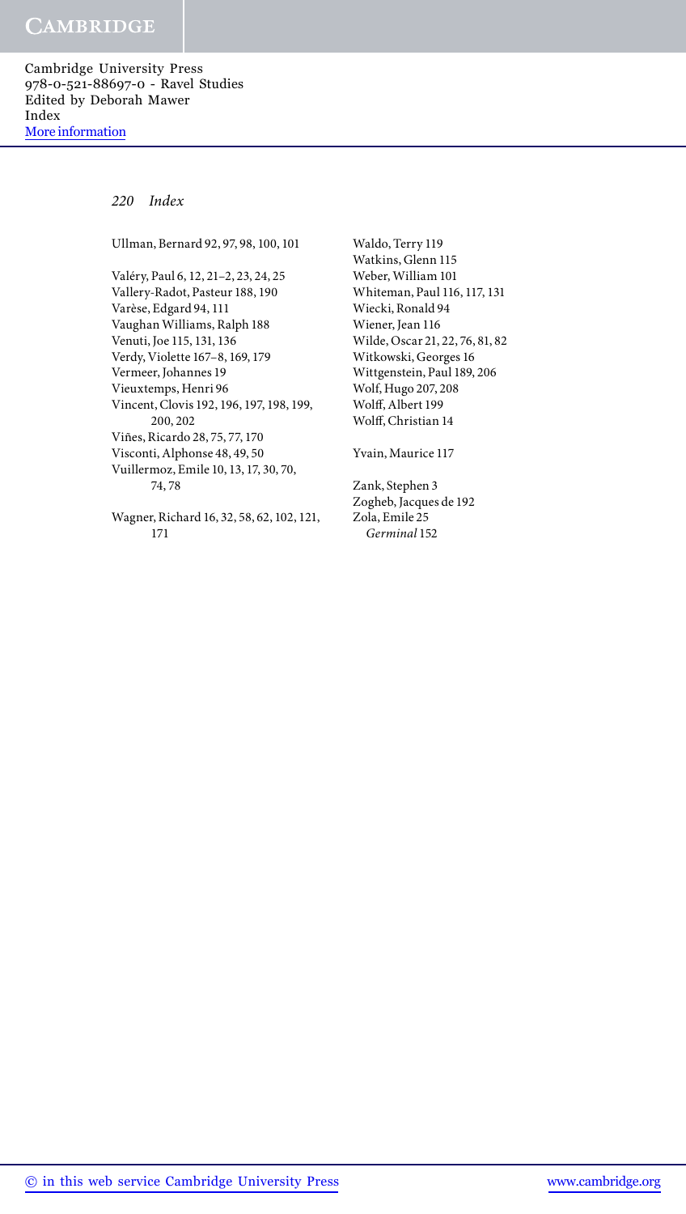Ullman, Bernard 92, 97, 98, 100, 101

Valéry, Paul 6, 12, 21–2, 23, 24, 25
Vallery-Radot, Pasteur 188, 190
Varèse, Edgard 94, 111
Vaughan Williams, Ralph 188
Venuti, Joe 115, 131, 136
Verdy, Violette 167–8, 169, 179
Vermeer, Johannes 19
Vieuxtemps, Henri 96
Vincent, Clovis 192, 196, 197, 198, 199, 200, 202
Viñes, Ricardo 28, 75, 77, 170
Visconti, Alphonse 48, 49, 50
Vuillermoz, Emile 10, 13, 17, 30, 70, 74, 78

Wagner, Richard 16, 32, 58, 62, 102, 121, 171
Waldo, Terry 119
Watkins, Glenn 115
Weber, William 101
Whiteman, Paul 116, 117, 131
Wiecki, Ronald 94
Wiener, Jean 116
Wilde, Oscar 21, 22, 76, 81, 82
Witkowski, Georges 16
Wittgenstein, Paul 189, 206
Wolf, Hugo 207, 208
Wolff, Albert 199
Wolff, Christian 14

Yvain, Maurice 117

Zank, Stephen 3
Zogheb, Jacques de 192
Zola, Emile 25
  *Germinal* 152